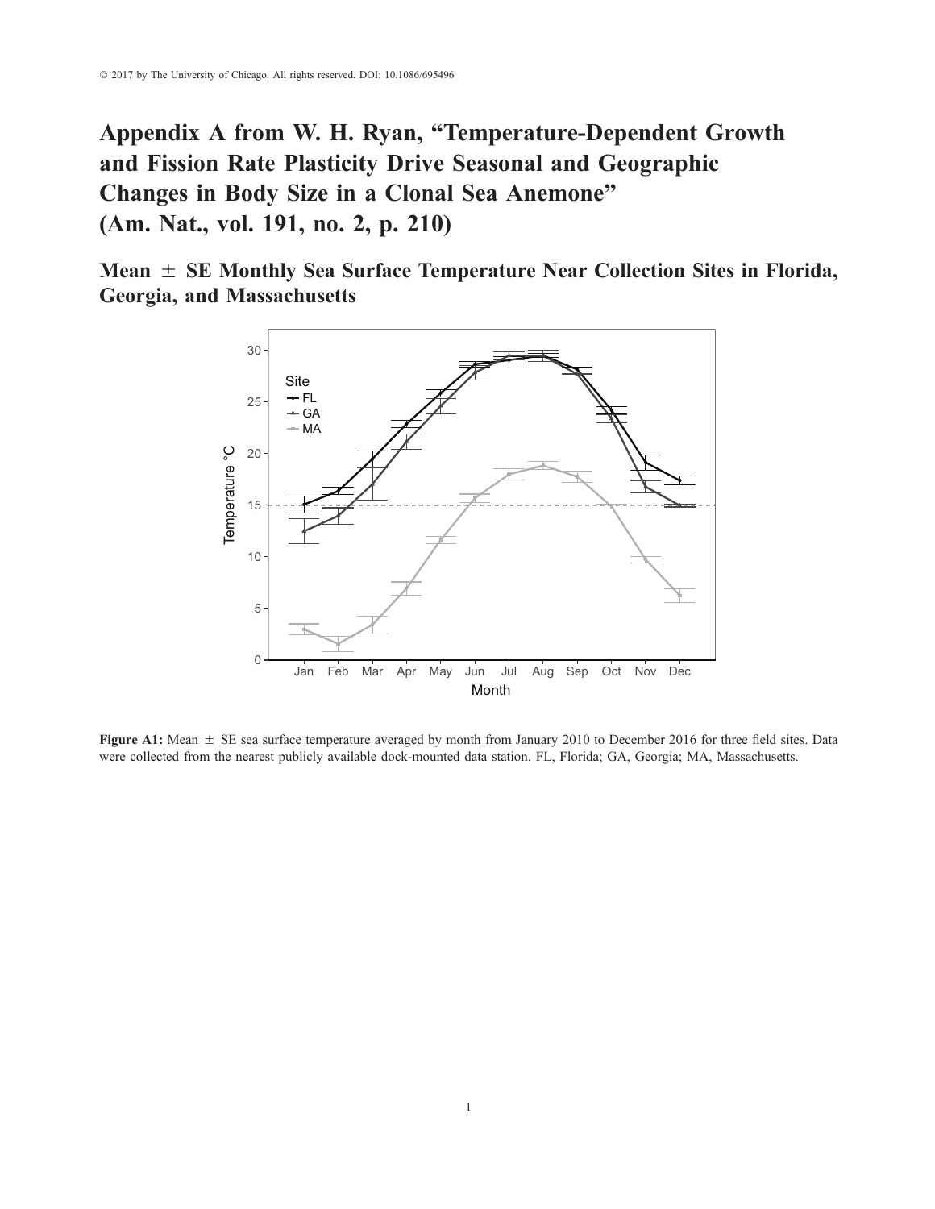© 2017 by The University of Chicago. All rights reserved. DOI: 10.1086/695496

# Appendix A from W. H. Ryan, "Temperature-Dependent Growth and Fission Rate Plasticity Drive Seasonal and Geographic Changes in Body Size in a Clonal Sea Anemone" (Am. Nat., vol. 191, no. 2, p. 210)

## Mean ± SE Monthly Sea Surface Temperature Near Collection Sites in Florida, Georgia, and Massachusetts

**Figure A1:** Mean ± SE sea surface temperature averaged by month from January 2010 to December 2016 for three field sites. Data were collected from the nearest publicly available dock-mounted data station. FL, Florida; GA, Georgia; MA, Massachusetts.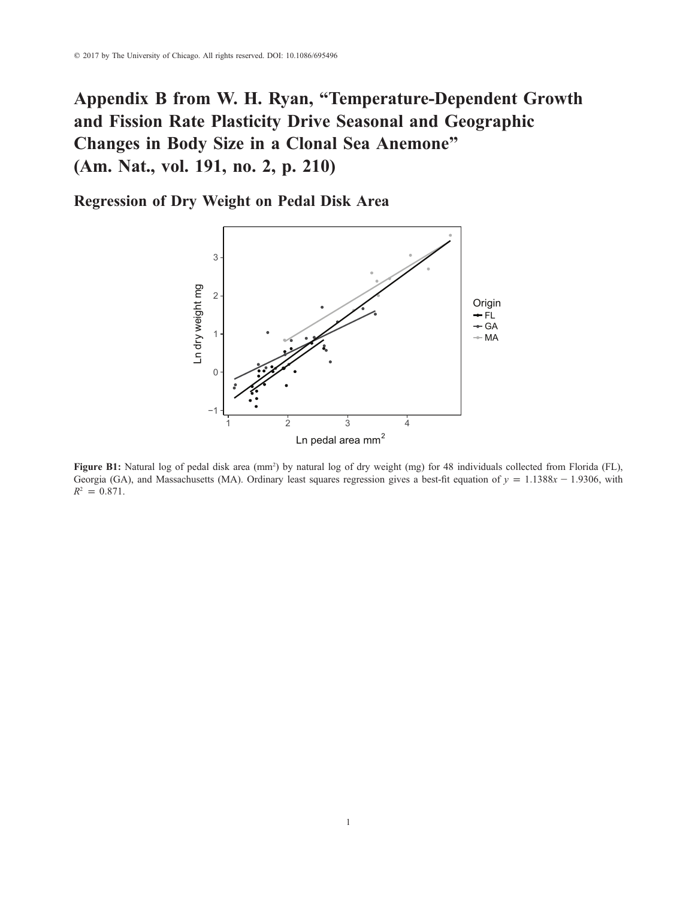© 2017 by The University of Chicago. All rights reserved. DOI: 10.1086/695496

# Appendix B from W. H. Ryan, "Temperature-Dependent Growth and Fission Rate Plasticity Drive Seasonal and Geographic Changes in Body Size in a Clonal Sea Anemone" (Am. Nat., vol. 191, no. 2, p. 210)

## Regression of Dry Weight on Pedal Disk Area

**Figure B1:** Natural log of pedal disk area ($mm^2$) by natural log of dry weight (mg) for 48 individuals collected from Florida (FL), Georgia (GA), and Massachusetts (MA). Ordinary least squares regression gives a best-fit equation of $y = 1.1388x - 1.9306$, with $R^2 = 0.871$.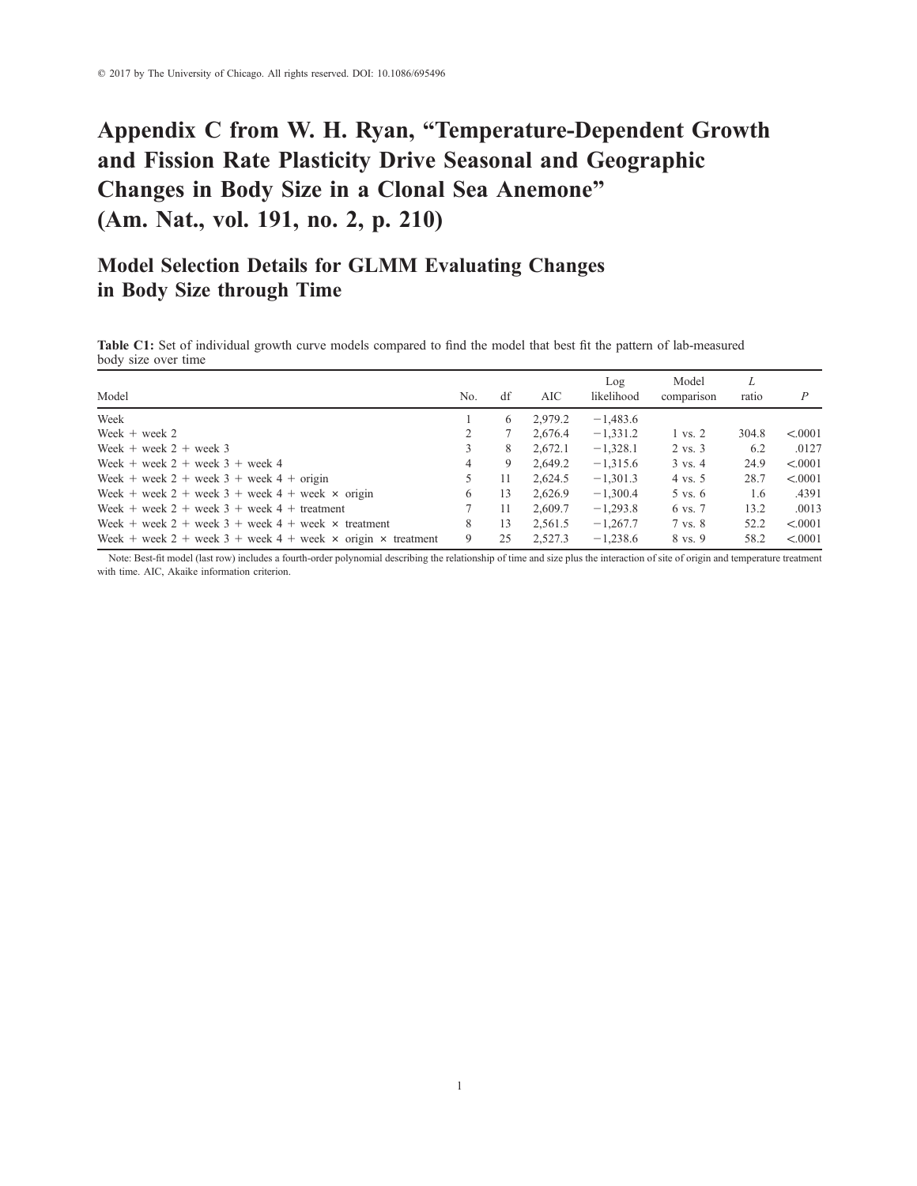© 2017 by The University of Chicago. All rights reserved. DOI: 10.1086/695496

# Appendix C from W. H. Ryan, "Temperature-Dependent Growth and Fission Rate Plasticity Drive Seasonal and Geographic Changes in Body Size in a Clonal Sea Anemone" (Am. Nat., vol. 191, no. 2, p. 210)

## Model Selection Details for GLMM Evaluating Changes in Body Size through Time

**Table C1:** Set of individual growth curve models compared to find the model that best fit the pattern of lab-measured body size over time

| Model | No. | df | AIC | Log likelihood | Model comparison | *L* ratio | *P* |
|---|---|---|---|---|---|---|---|
| Week | 1 | 6 | 2,979.2 | −1,483.6 | | | |
| Week + week 2 | 2 | 7 | 2,676.4 | −1,331.2 | 1 vs. 2 | 304.8 | <.0001 |
| Week + week 2 + week 3 | 3 | 8 | 2,672.1 | −1,328.1 | 2 vs. 3 | 6.2 | .0127 |
| Week + week 2 + week 3 + week 4 | 4 | 9 | 2,649.2 | −1,315.6 | 3 vs. 4 | 24.9 | <.0001 |
| Week + week 2 + week 3 + week 4 + origin | 5 | 11 | 2,624.5 | −1,301.3 | 4 vs. 5 | 28.7 | <.0001 |
| Week + week 2 + week 3 + week 4 + week × origin | 6 | 13 | 2,626.9 | −1,300.4 | 5 vs. 6 | 1.6 | .4391 |
| Week + week 2 + week 3 + week 4 + treatment | 7 | 11 | 2,609.7 | −1,293.8 | 6 vs. 7 | 13.2 | .0013 |
| Week + week 2 + week 3 + week 4 + week × treatment | 8 | 13 | 2,561.5 | −1,267.7 | 7 vs. 8 | 52.2 | <.0001 |
| Week + week 2 + week 3 + week 4 + week × origin × treatment | 9 | 25 | 2,527.3 | −1,238.6 | 8 vs. 9 | 58.2 | <.0001 |

Note: Best-fit model (last row) includes a fourth-order polynomial describing the relationship of time and size plus the interaction of site of origin and temperature treatment with time. AIC, Akaike information criterion.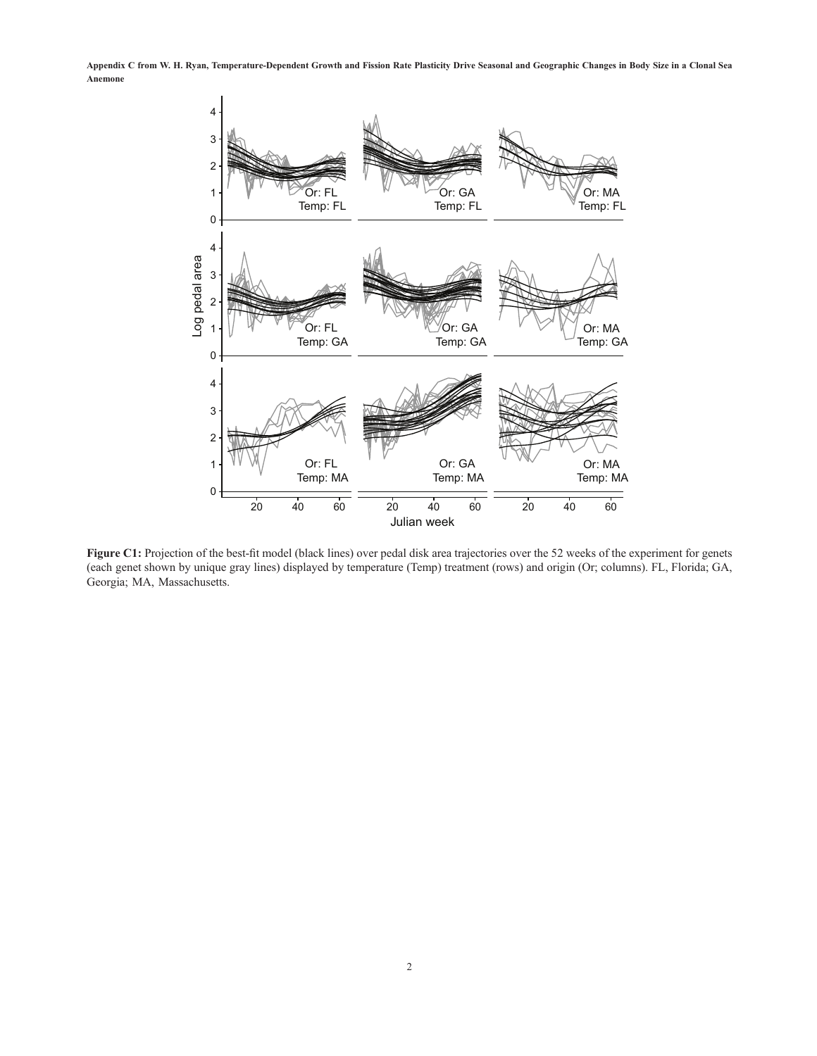**Figure C1:** Projection of the best-fit model (black lines) over pedal disk area trajectories over the 52 weeks of the experiment for genets (each genet shown by unique gray lines) displayed by temperature (Temp) treatment (rows) and origin (Or; columns). FL, Florida; GA, Georgia; MA, Massachusetts.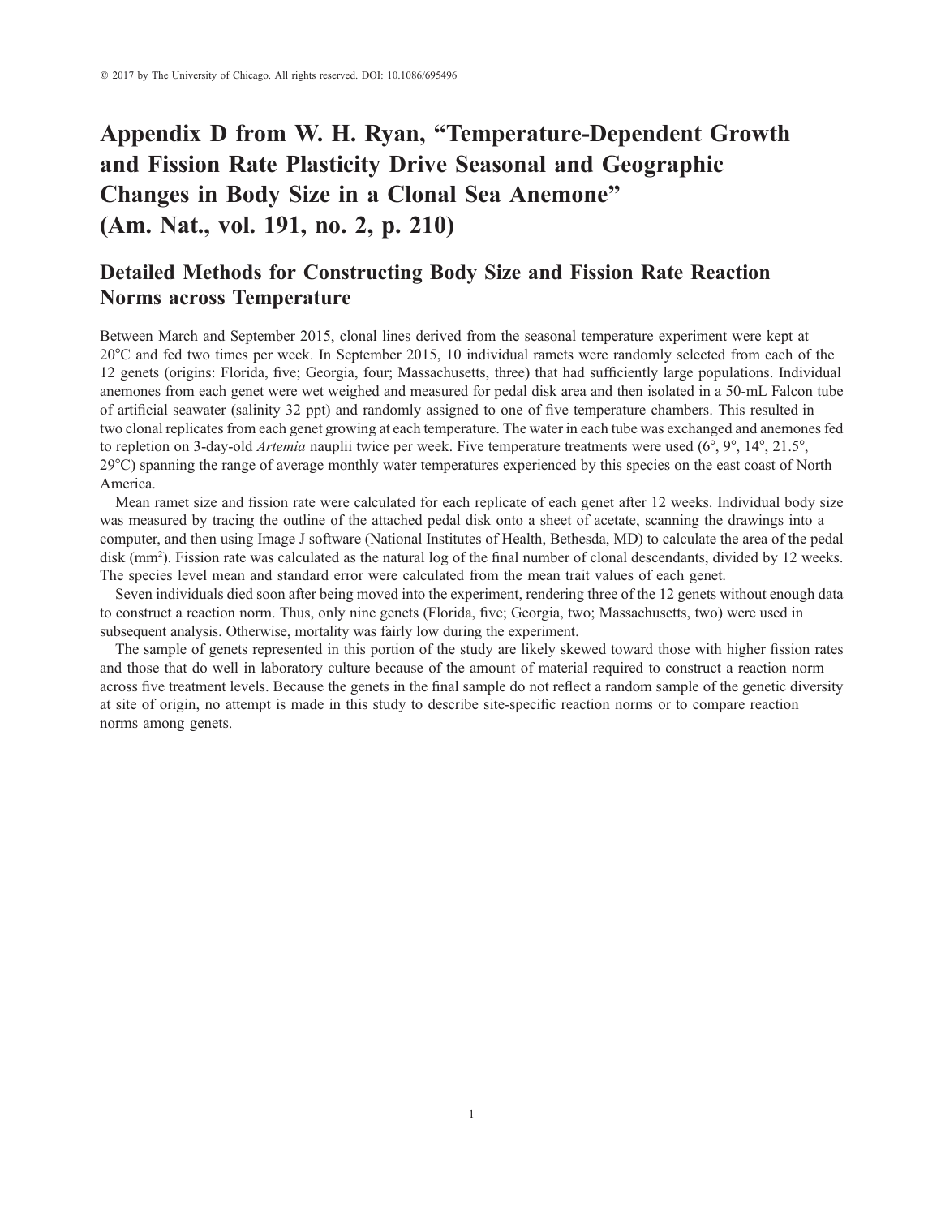© 2017 by The University of Chicago. All rights reserved. DOI: 10.1086/695496

# Appendix D from W. H. Ryan, "Temperature-Dependent Growth and Fission Rate Plasticity Drive Seasonal and Geographic Changes in Body Size in a Clonal Sea Anemone" (Am. Nat., vol. 191, no. 2, p. 210)

## Detailed Methods for Constructing Body Size and Fission Rate Reaction Norms across Temperature

Between March and September 2015, clonal lines derived from the seasonal temperature experiment were kept at 20°C and fed two times per week. In September 2015, 10 individual ramets were randomly selected from each of the 12 genets (origins: Florida, five; Georgia, four; Massachusetts, three) that had sufficiently large populations. Individual anemones from each genet were wet weighed and measured for pedal disk area and then isolated in a 50-mL Falcon tube of artificial seawater (salinity 32 ppt) and randomly assigned to one of five temperature chambers. This resulted in two clonal replicates from each genet growing at each temperature. The water in each tube was exchanged and anemones fed to repletion on 3-day-old *Artemia* nauplii twice per week. Five temperature treatments were used (6°, 9°, 14°, 21.5°, 29°C) spanning the range of average monthly water temperatures experienced by this species on the east coast of North America.

Mean ramet size and fission rate were calculated for each replicate of each genet after 12 weeks. Individual body size was measured by tracing the outline of the attached pedal disk onto a sheet of acetate, scanning the drawings into a computer, and then using Image J software (National Institutes of Health, Bethesda, MD) to calculate the area of the pedal disk ($mm^2$). Fission rate was calculated as the natural log of the final number of clonal descendants, divided by 12 weeks. The species level mean and standard error were calculated from the mean trait values of each genet.

Seven individuals died soon after being moved into the experiment, rendering three of the 12 genets without enough data to construct a reaction norm. Thus, only nine genets (Florida, five; Georgia, two; Massachusetts, two) were used in subsequent analysis. Otherwise, mortality was fairly low during the experiment.

The sample of genets represented in this portion of the study are likely skewed toward those with higher fission rates and those that do well in laboratory culture because of the amount of material required to construct a reaction norm across five treatment levels. Because the genets in the final sample do not reflect a random sample of the genetic diversity at site of origin, no attempt is made in this study to describe site-specific reaction norms or to compare reaction norms among genets.